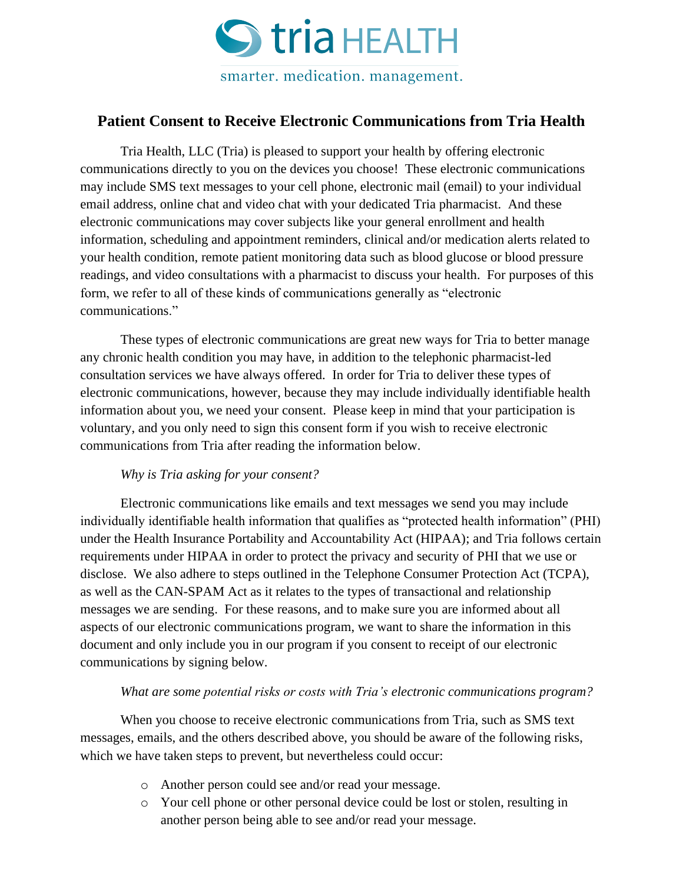tria HEALTH

smarter. medication. management.

## Patient Consent to Receive Electronic Communications from Tria Health

Tria Health, LLC (Tria) is pleased to support your health by offering electronic communications directly to you on the devices you choose! These electronic communications may include SMS text messages to your cell phone, electronic mail (email) to your individual email address, online chat and video chat with your dedicated Tria pharmacist. And these electronic communications may cover subjects like your general enrollment and health information, scheduling and appointment reminders, clinical and/or medication alerts related to your health condition, remote patient monitoring data such as blood glucose or blood pressure readings, and video consultations with a pharmacist to discuss your health. For purposes of this form, we refer to all of these kinds of communications generally as "electronic communications."

These types of electronic communications are great new ways for Tria to better manage any chronic health condition you may have, in addition to the telephonic pharmacist-led consultation services we have always offered. In order for Tria to deliver these types of electronic communications, however, because they may include individually identifiable health information about you, we need your consent. Please keep in mind that your participation is voluntary, and you only need to sign this consent form if you wish to receive electronic communications from Tria after reading the information below.

*Why is Tria asking for your consent?*

Electronic communications like emails and text messages we send you may include individually identifiable health information that qualifies as "protected health information" (PHI) under the Health Insurance Portability and Accountability Act (HIPAA); and Tria follows certain requirements under HIPAA in order to protect the privacy and security of PHI that we use or disclose. We also adhere to steps outlined in the Telephone Consumer Protection Act (TCPA), as well as the CAN-SPAM Act as it relates to the types of transactional and relationship messages we are sending. For these reasons, and to make sure you are informed about all aspects of our electronic communications program, we want to share the information in this document and only include you in our program if you consent to receipt of our electronic communications by signing below.

*What are some potential risks or costs with Tria's electronic communications program?*

When you choose to receive electronic communications from Tria, such as SMS text messages, emails, and the others described above, you should be aware of the following risks, which we have taken steps to prevent, but nevertheless could occur:

- Another person could see and/or read your message.
- Your cell phone or other personal device could be lost or stolen, resulting in another person being able to see and/or read your message.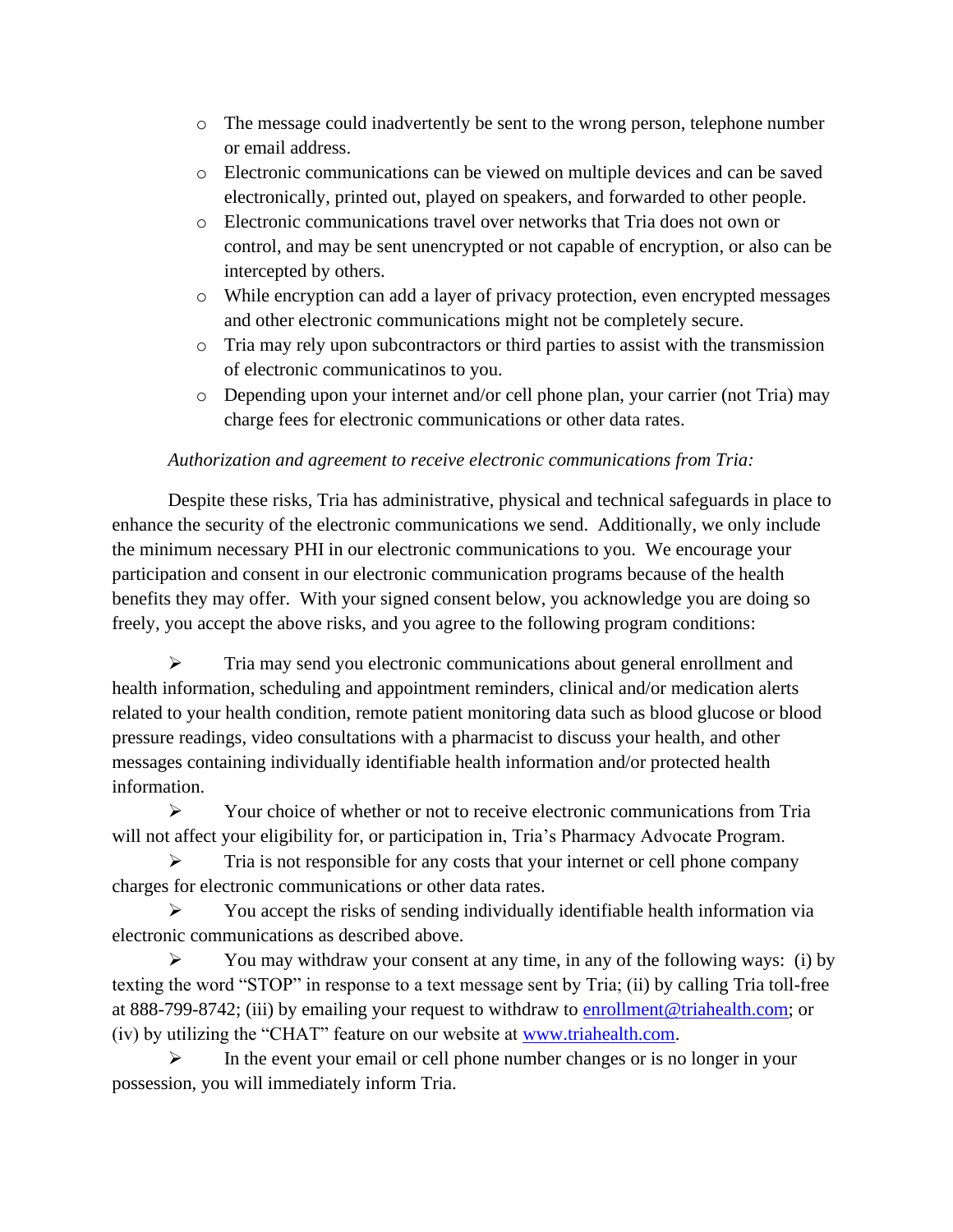- The message could inadvertently be sent to the wrong person, telephone number or email address.
- Electronic communications can be viewed on multiple devices and can be saved electronically, printed out, played on speakers, and forwarded to other people.
- Electronic communications travel over networks that Tria does not own or control, and may be sent unencrypted or not capable of encryption, or also can be intercepted by others.
- While encryption can add a layer of privacy protection, even encrypted messages and other electronic communications might not be completely secure.
- Tria may rely upon subcontractors or third parties to assist with the transmission of electronic communicatinos to you.
- Depending upon your internet and/or cell phone plan, your carrier (not Tria) may charge fees for electronic communications or other data rates.

*Authorization and agreement to receive electronic communications from Tria:*

Despite these risks, Tria has administrative, physical and technical safeguards in place to enhance the security of the electronic communications we send. Additionally, we only include the minimum necessary PHI in our electronic communications to you. We encourage your participation and consent in our electronic communication programs because of the health benefits they may offer. With your signed consent below, you acknowledge you are doing so freely, you accept the above risks, and you agree to the following program conditions:

- Tria may send you electronic communications about general enrollment and health information, scheduling and appointment reminders, clinical and/or medication alerts related to your health condition, remote patient monitoring data such as blood glucose or blood pressure readings, video consultations with a pharmacist to discuss your health, and other messages containing individually identifiable health information and/or protected health information.
- Your choice of whether or not to receive electronic communications from Tria will not affect your eligibility for, or participation in, Tria's Pharmacy Advocate Program.
- Tria is not responsible for any costs that your internet or cell phone company charges for electronic communications or other data rates.
- You accept the risks of sending individually identifiable health information via electronic communications as described above.
- You may withdraw your consent at any time, in any of the following ways: (i) by texting the word "STOP" in response to a text message sent by Tria; (ii) by calling Tria toll-free at 888-799-8742; (iii) by emailing your request to withdraw to enrollment@triahealth.com; or (iv) by utilizing the "CHAT" feature on our website at www.triahealth.com.
- In the event your email or cell phone number changes or is no longer in your possession, you will immediately inform Tria.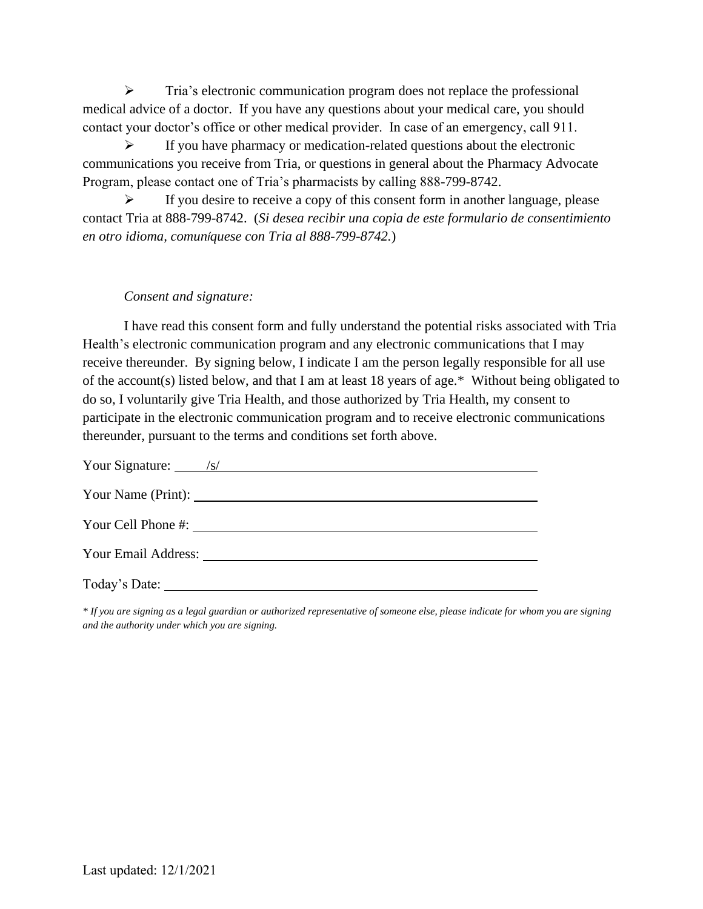- Tria's electronic communication program does not replace the professional medical advice of a doctor. If you have any questions about your medical care, you should contact your doctor's office or other medical provider. In case of an emergency, call 911.
- If you have pharmacy or medication-related questions about the electronic communications you receive from Tria, or questions in general about the Pharmacy Advocate Program, please contact one of Tria's pharmacists by calling 888-799-8742.
- If you desire to receive a copy of this consent form in another language, please contact Tria at 888-799-8742. (*Si desea recibir una copia de este formulario de consentimiento en otro idioma, comuníquese con Tria al 888-799-8742.*)

*Consent and signature:*

I have read this consent form and fully understand the potential risks associated with Tria Health's electronic communication program and any electronic communications that I may receive thereunder. By signing below, I indicate I am the person legally responsible for all use of the account(s) listed below, and that I am at least 18 years of age.* Without being obligated to do so, I voluntarily give Tria Health, and those authorized by Tria Health, my consent to participate in the electronic communication program and to receive electronic communications thereunder, pursuant to the terms and conditions set forth above.

Your Signature: /s/ ____________________________________________

Your Name (Print): ____________________________________________

Your Cell Phone #: ____________________________________________

Your Email Address: ____________________________________________

Today's Date: ____________________________________________

*\* If you are signing as a legal guardian or authorized representative of someone else, please indicate for whom you are signing and the authority under which you are signing.*

Last updated: 12/1/2021